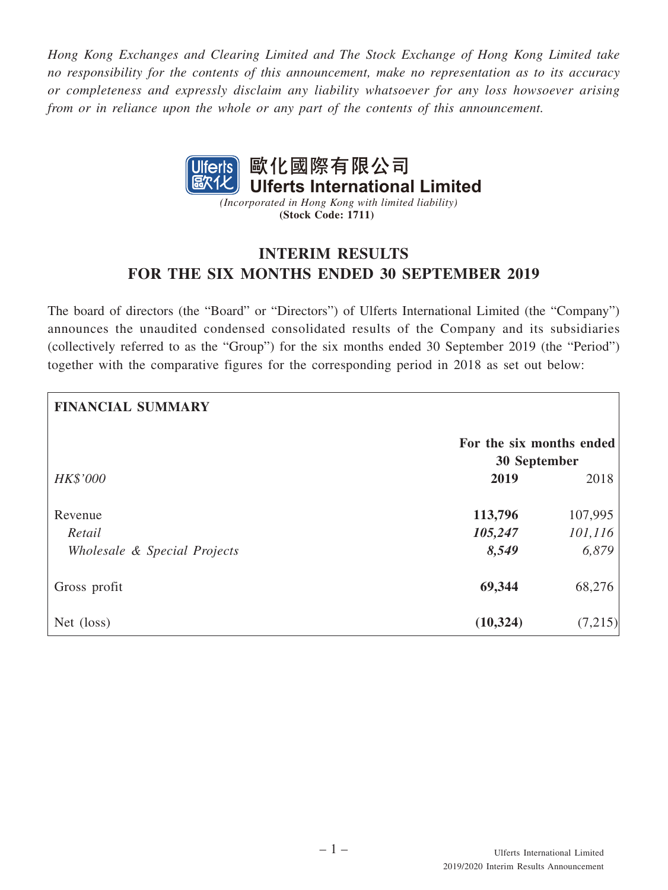*Hong Kong Exchanges and Clearing Limited and The Stock Exchange of Hong Kong Limited take no responsibility for the contents of this announcement, make no representation as to its accuracy or completeness and expressly disclaim any liability whatsoever for any loss howsoever arising from or in reliance upon the whole or any part of the contents of this announcement.*

**歐化國際有限公司**
**Ulferts International Limited**
*(Incorporated in Hong Kong with limited liability)*
**(Stock Code: 1711)**

# INTERIM RESULTS FOR THE SIX MONTHS ENDED 30 SEPTEMBER 2019

The board of directors (the "Board" or "Directors") of Ulferts International Limited (the "Company") announces the unaudited condensed consolidated results of the Company and its subsidiaries (collectively referred to as the "Group") for the six months ended 30 September 2019 (the "Period") together with the comparative figures for the corresponding period in 2018 as set out below:

**FINANCIAL SUMMARY**

| | For the six months ended 30 September | |
|---|---|---|
| *HK$'000* | **2019** | 2018 |
| Revenue | **113,796** | 107,995 |
| *Retail* | ***105,247*** | *101,116* |
| *Wholesale & Special Projects* | ***8,549*** | *6,879* |
| Gross profit | **69,344** | 68,276 |
| Net (loss) | **(10,324)** | (7,215) |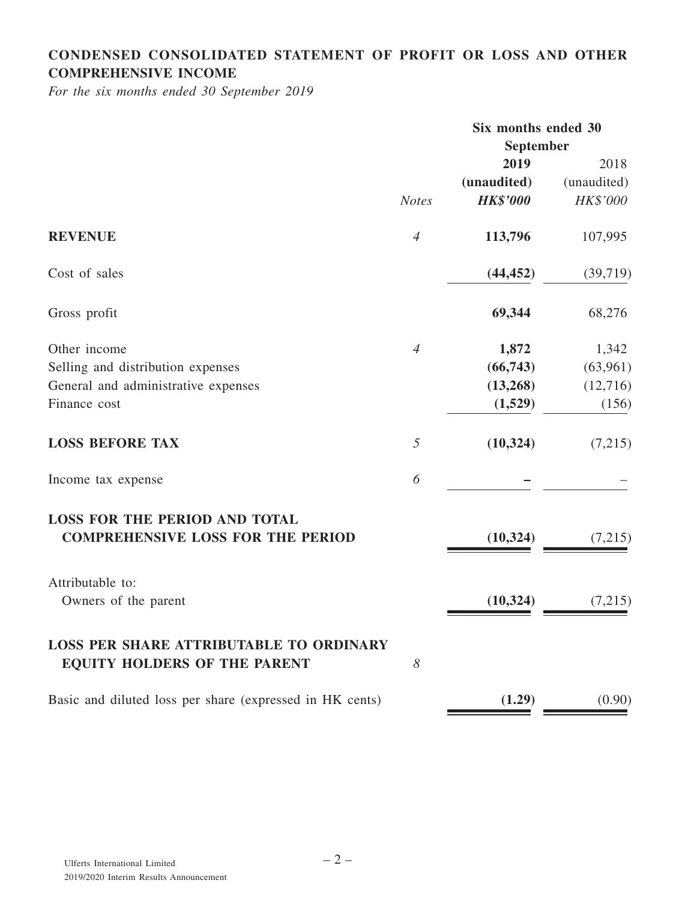## CONDENSED CONSOLIDATED STATEMENT OF PROFIT OR LOSS AND OTHER COMPREHENSIVE INCOME

*For the six months ended 30 September 2019*

| | *Notes* | Six months ended 30 September | |
|---|---|---|---|
| | | **2019** | 2018 |
| | | **(unaudited)** | (unaudited) |
| | | ***HK$'000*** | *HK$'000* |
| **REVENUE** | *4* | **113,796** | 107,995 |
| Cost of sales | | **(44,452)** | (39,719) |
| Gross profit | | **69,344** | 68,276 |
| Other income | *4* | **1,872** | 1,342 |
| Selling and distribution expenses | | **(66,743)** | (63,961) |
| General and administrative expenses | | **(13,268)** | (12,716) |
| Finance cost | | **(1,529)** | (156) |
| **LOSS BEFORE TAX** | *5* | **(10,324)** | (7,215) |
| Income tax expense | *6* | **–** | – |
| **LOSS FOR THE PERIOD AND TOTAL COMPREHENSIVE LOSS FOR THE PERIOD** | | **(10,324)** | (7,215) |
| Attributable to: | | | |
| Owners of the parent | | **(10,324)** | (7,215) |
| **LOSS PER SHARE ATTRIBUTABLE TO ORDINARY EQUITY HOLDERS OF THE PARENT** | *8* | | |
| Basic and diluted loss per share (expressed in HK cents) | | **(1.29)** | (0.90) |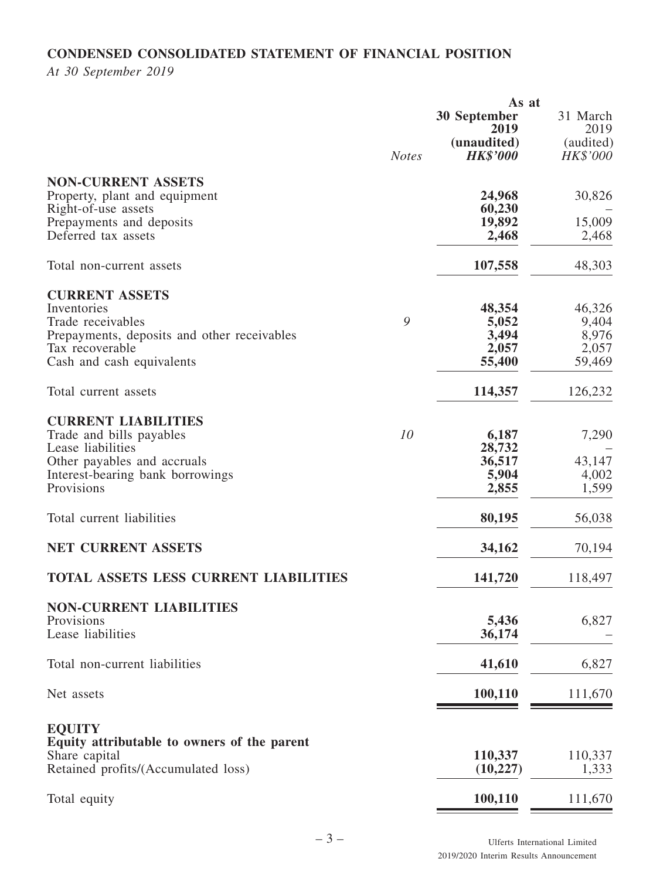**CONDENSED CONSOLIDATED STATEMENT OF FINANCIAL POSITION**

*At 30 September 2019*

| | Notes | As at 30 September 2019 (unaudited) *HK$'000* | 31 March 2019 (audited) *HK$'000* |
|---|---|---|---|
| **NON-CURRENT ASSETS** | | | |
| Property, plant and equipment | | **24,968** | 30,826 |
| Right-of-use assets | | **60,230** | – |
| Prepayments and deposits | | **19,892** | 15,009 |
| Deferred tax assets | | **2,468** | 2,468 |
| Total non-current assets | | **107,558** | 48,303 |
| **CURRENT ASSETS** | | | |
| Inventories | | **48,354** | 46,326 |
| Trade receivables | 9 | **5,052** | 9,404 |
| Prepayments, deposits and other receivables | | **3,494** | 8,976 |
| Tax recoverable | | **2,057** | 2,057 |
| Cash and cash equivalents | | **55,400** | 59,469 |
| Total current assets | | **114,357** | 126,232 |
| **CURRENT LIABILITIES** | | | |
| Trade and bills payables | 10 | **6,187** | 7,290 |
| Lease liabilities | | **28,732** | – |
| Other payables and accruals | | **36,517** | 43,147 |
| Interest-bearing bank borrowings | | **5,904** | 4,002 |
| Provisions | | **2,855** | 1,599 |
| Total current liabilities | | **80,195** | 56,038 |
| **NET CURRENT ASSETS** | | **34,162** | 70,194 |
| **TOTAL ASSETS LESS CURRENT LIABILITIES** | | **141,720** | 118,497 |
| **NON-CURRENT LIABILITIES** | | | |
| Provisions | | **5,436** | 6,827 |
| Lease liabilities | | **36,174** | – |
| Total non-current liabilities | | **41,610** | 6,827 |
| Net assets | | **100,110** | 111,670 |
| **EQUITY** | | | |
| **Equity attributable to owners of the parent** | | | |
| Share capital | | **110,337** | 110,337 |
| Retained profits/(Accumulated loss) | | **(10,227)** | 1,333 |
| Total equity | | **100,110** | 111,670 |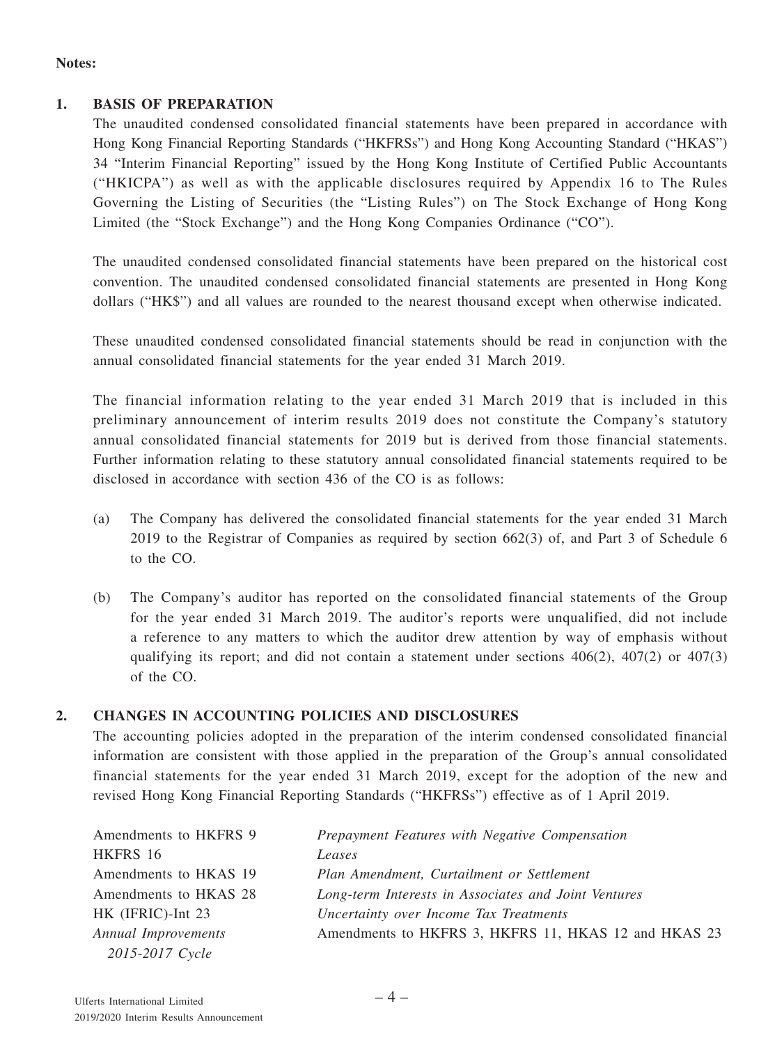**Notes:**

## 1. BASIS OF PREPARATION

The unaudited condensed consolidated financial statements have been prepared in accordance with Hong Kong Financial Reporting Standards ("HKFRSs") and Hong Kong Accounting Standard ("HKAS") 34 "Interim Financial Reporting" issued by the Hong Kong Institute of Certified Public Accountants ("HKICPA") as well as with the applicable disclosures required by Appendix 16 to The Rules Governing the Listing of Securities (the "Listing Rules") on The Stock Exchange of Hong Kong Limited (the "Stock Exchange") and the Hong Kong Companies Ordinance ("CO").

The unaudited condensed consolidated financial statements have been prepared on the historical cost convention. The unaudited condensed consolidated financial statements are presented in Hong Kong dollars ("HK$") and all values are rounded to the nearest thousand except when otherwise indicated.

These unaudited condensed consolidated financial statements should be read in conjunction with the annual consolidated financial statements for the year ended 31 March 2019.

The financial information relating to the year ended 31 March 2019 that is included in this preliminary announcement of interim results 2019 does not constitute the Company's statutory annual consolidated financial statements for 2019 but is derived from those financial statements. Further information relating to these statutory annual consolidated financial statements required to be disclosed in accordance with section 436 of the CO is as follows:

(a) The Company has delivered the consolidated financial statements for the year ended 31 March 2019 to the Registrar of Companies as required by section 662(3) of, and Part 3 of Schedule 6 to the CO.

(b) The Company's auditor has reported on the consolidated financial statements of the Group for the year ended 31 March 2019. The auditor's reports were unqualified, did not include a reference to any matters to which the auditor drew attention by way of emphasis without qualifying its report; and did not contain a statement under sections 406(2), 407(2) or 407(3) of the CO.

## 2. CHANGES IN ACCOUNTING POLICIES AND DISCLOSURES

The accounting policies adopted in the preparation of the interim condensed consolidated financial information are consistent with those applied in the preparation of the Group's annual consolidated financial statements for the year ended 31 March 2019, except for the adoption of the new and revised Hong Kong Financial Reporting Standards ("HKFRSs") effective as of 1 April 2019.

| | |
|---|---|
| Amendments to HKFRS 9 | *Prepayment Features with Negative Compensation* |
| HKFRS 16 | *Leases* |
| Amendments to HKAS 19 | *Plan Amendment, Curtailment or Settlement* |
| Amendments to HKAS 28 | *Long-term Interests in Associates and Joint Ventures* |
| HK (IFRIC)-Int 23 | *Uncertainty over Income Tax Treatments* |
| *Annual Improvements 2015-2017 Cycle* | Amendments to HKFRS 3, HKFRS 11, HKAS 12 and HKAS 23 |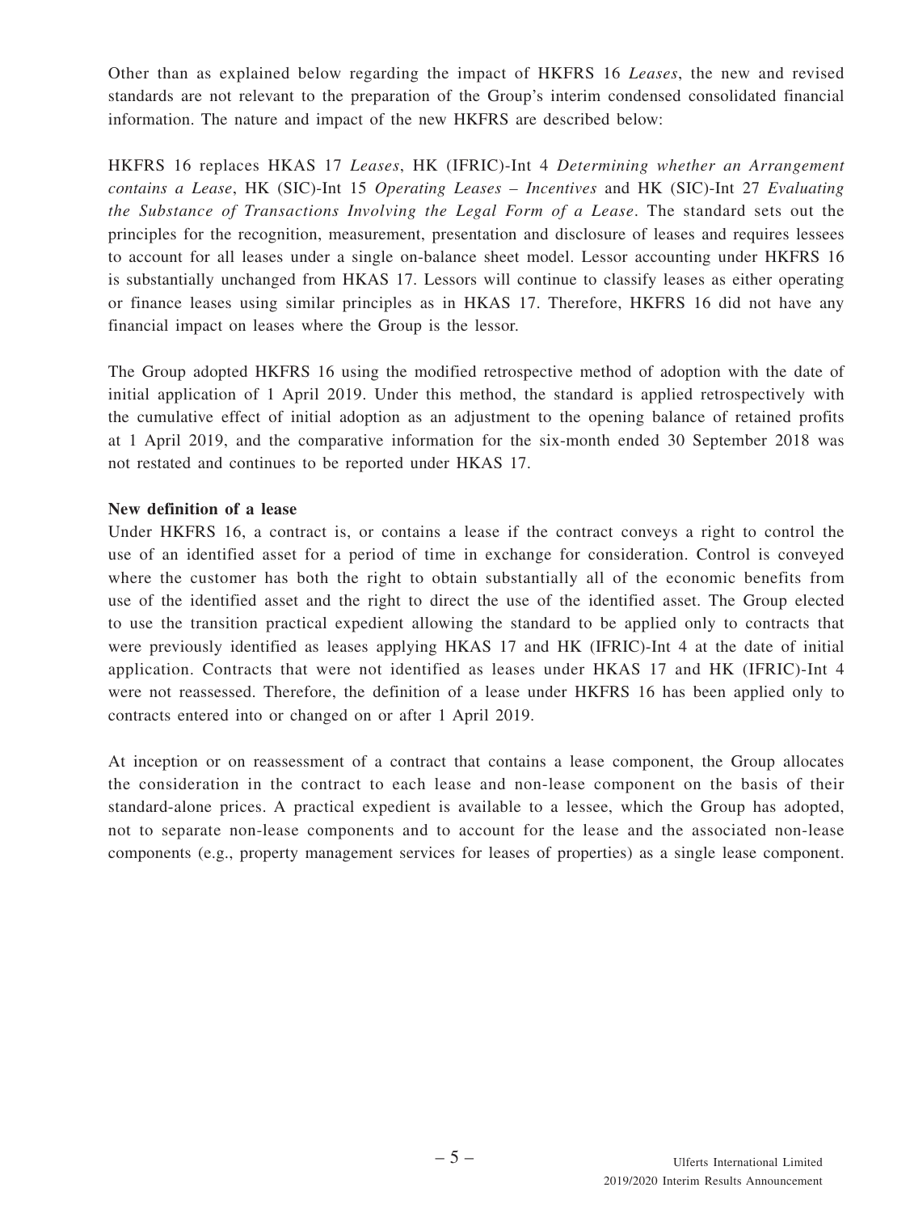Other than as explained below regarding the impact of HKFRS 16 *Leases*, the new and revised standards are not relevant to the preparation of the Group's interim condensed consolidated financial information. The nature and impact of the new HKFRS are described below:

HKFRS 16 replaces HKAS 17 *Leases*, HK (IFRIC)-Int 4 *Determining whether an Arrangement contains a Lease*, HK (SIC)-Int 15 *Operating Leases – Incentives* and HK (SIC)-Int 27 *Evaluating the Substance of Transactions Involving the Legal Form of a Lease*. The standard sets out the principles for the recognition, measurement, presentation and disclosure of leases and requires lessees to account for all leases under a single on-balance sheet model. Lessor accounting under HKFRS 16 is substantially unchanged from HKAS 17. Lessors will continue to classify leases as either operating or finance leases using similar principles as in HKAS 17. Therefore, HKFRS 16 did not have any financial impact on leases where the Group is the lessor.

The Group adopted HKFRS 16 using the modified retrospective method of adoption with the date of initial application of 1 April 2019. Under this method, the standard is applied retrospectively with the cumulative effect of initial adoption as an adjustment to the opening balance of retained profits at 1 April 2019, and the comparative information for the six-month ended 30 September 2018 was not restated and continues to be reported under HKAS 17.

**New definition of a lease**

Under HKFRS 16, a contract is, or contains a lease if the contract conveys a right to control the use of an identified asset for a period of time in exchange for consideration. Control is conveyed where the customer has both the right to obtain substantially all of the economic benefits from use of the identified asset and the right to direct the use of the identified asset. The Group elected to use the transition practical expedient allowing the standard to be applied only to contracts that were previously identified as leases applying HKAS 17 and HK (IFRIC)-Int 4 at the date of initial application. Contracts that were not identified as leases under HKAS 17 and HK (IFRIC)-Int 4 were not reassessed. Therefore, the definition of a lease under HKFRS 16 has been applied only to contracts entered into or changed on or after 1 April 2019.

At inception or on reassessment of a contract that contains a lease component, the Group allocates the consideration in the contract to each lease and non-lease component on the basis of their standard-alone prices. A practical expedient is available to a lessee, which the Group has adopted, not to separate non-lease components and to account for the lease and the associated non-lease components (e.g., property management services for leases of properties) as a single lease component.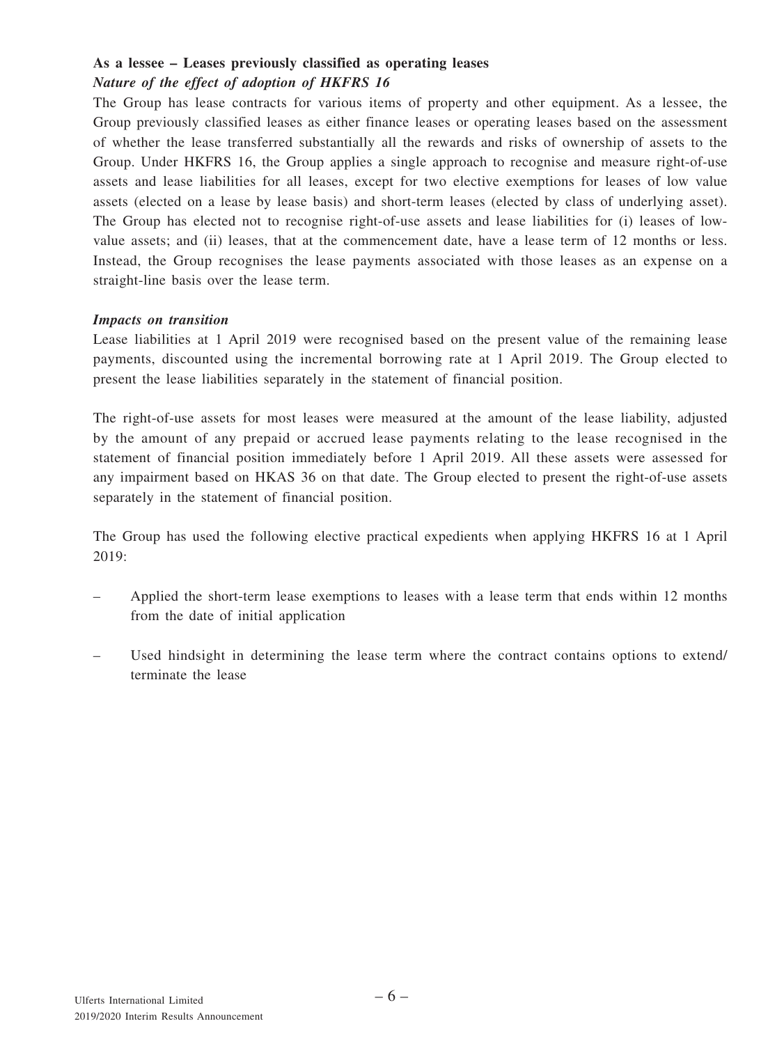**As a lessee – Leases previously classified as operating leases**

***Nature of the effect of adoption of HKFRS 16***

The Group has lease contracts for various items of property and other equipment. As a lessee, the Group previously classified leases as either finance leases or operating leases based on the assessment of whether the lease transferred substantially all the rewards and risks of ownership of assets to the Group. Under HKFRS 16, the Group applies a single approach to recognise and measure right-of-use assets and lease liabilities for all leases, except for two elective exemptions for leases of low value assets (elected on a lease by lease basis) and short-term leases (elected by class of underlying asset). The Group has elected not to recognise right-of-use assets and lease liabilities for (i) leases of low-value assets; and (ii) leases, that at the commencement date, have a lease term of 12 months or less. Instead, the Group recognises the lease payments associated with those leases as an expense on a straight-line basis over the lease term.

***Impacts on transition***

Lease liabilities at 1 April 2019 were recognised based on the present value of the remaining lease payments, discounted using the incremental borrowing rate at 1 April 2019. The Group elected to present the lease liabilities separately in the statement of financial position.

The right-of-use assets for most leases were measured at the amount of the lease liability, adjusted by the amount of any prepaid or accrued lease payments relating to the lease recognised in the statement of financial position immediately before 1 April 2019. All these assets were assessed for any impairment based on HKAS 36 on that date. The Group elected to present the right-of-use assets separately in the statement of financial position.

The Group has used the following elective practical expedients when applying HKFRS 16 at 1 April 2019:

- Applied the short-term lease exemptions to leases with a lease term that ends within 12 months from the date of initial application
- Used hindsight in determining the lease term where the contract contains options to extend/terminate the lease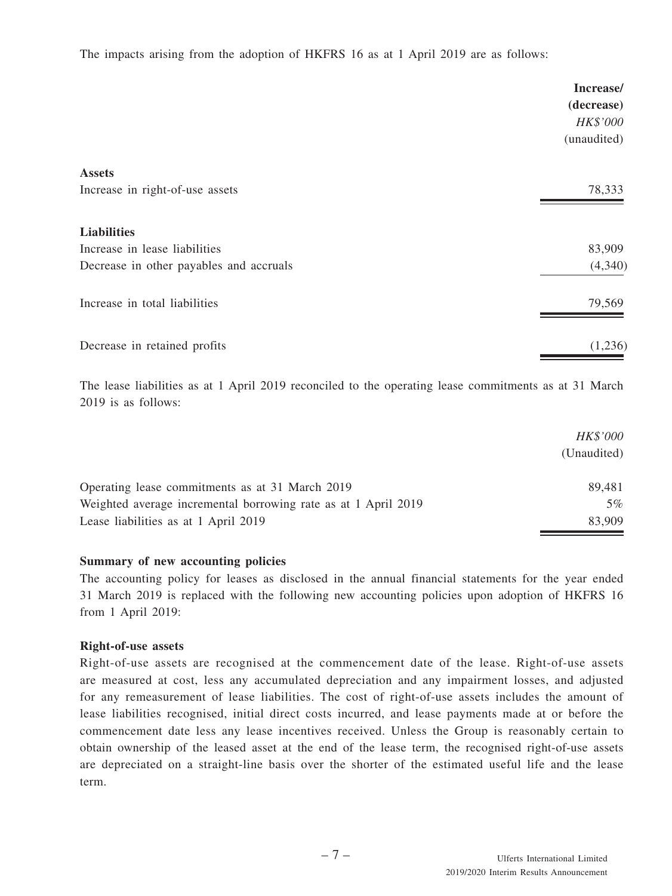The impacts arising from the adoption of HKFRS 16 as at 1 April 2019 are as follows:

| | **Increase/ (decrease)** |
|---|---|
| | *HK$'000* |
| | (unaudited) |
| **Assets** | |
| Increase in right-of-use assets | 78,333 |
| **Liabilities** | |
| Increase in lease liabilities | 83,909 |
| Decrease in other payables and accruals | (4,340) |
| Increase in total liabilities | 79,569 |
| Decrease in retained profits | (1,236) |

The lease liabilities as at 1 April 2019 reconciled to the operating lease commitments as at 31 March 2019 is as follows:

| | *HK$'000* |
|---|---|
| | (Unaudited) |
| Operating lease commitments as at 31 March 2019 | 89,481 |
| Weighted average incremental borrowing rate as at 1 April 2019 | 5% |
| Lease liabilities as at 1 April 2019 | 83,909 |

**Summary of new accounting policies**

The accounting policy for leases as disclosed in the annual financial statements for the year ended 31 March 2019 is replaced with the following new accounting policies upon adoption of HKFRS 16 from 1 April 2019:

**Right-of-use assets**

Right-of-use assets are recognised at the commencement date of the lease. Right-of-use assets are measured at cost, less any accumulated depreciation and any impairment losses, and adjusted for any remeasurement of lease liabilities. The cost of right-of-use assets includes the amount of lease liabilities recognised, initial direct costs incurred, and lease payments made at or before the commencement date less any lease incentives received. Unless the Group is reasonably certain to obtain ownership of the leased asset at the end of the lease term, the recognised right-of-use assets are depreciated on a straight-line basis over the shorter of the estimated useful life and the lease term.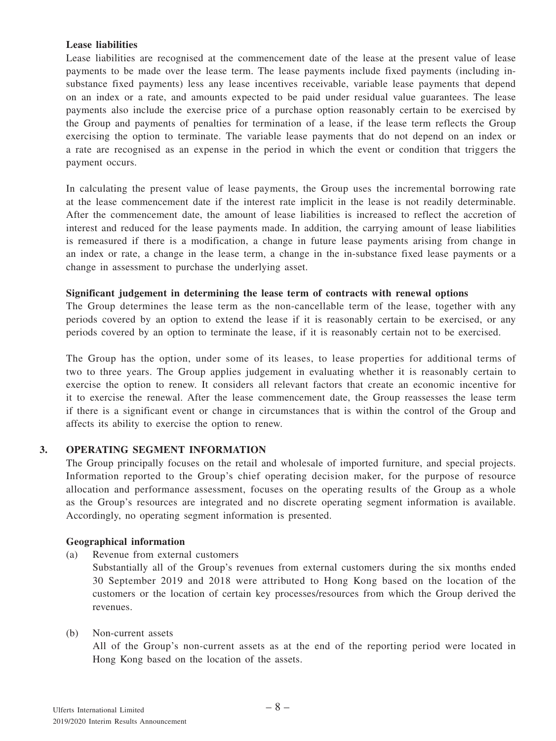**Lease liabilities**

Lease liabilities are recognised at the commencement date of the lease at the present value of lease payments to be made over the lease term. The lease payments include fixed payments (including in-substance fixed payments) less any lease incentives receivable, variable lease payments that depend on an index or a rate, and amounts expected to be paid under residual value guarantees. The lease payments also include the exercise price of a purchase option reasonably certain to be exercised by the Group and payments of penalties for termination of a lease, if the lease term reflects the Group exercising the option to terminate. The variable lease payments that do not depend on an index or a rate are recognised as an expense in the period in which the event or condition that triggers the payment occurs.

In calculating the present value of lease payments, the Group uses the incremental borrowing rate at the lease commencement date if the interest rate implicit in the lease is not readily determinable. After the commencement date, the amount of lease liabilities is increased to reflect the accretion of interest and reduced for the lease payments made. In addition, the carrying amount of lease liabilities is remeasured if there is a modification, a change in future lease payments arising from change in an index or rate, a change in the lease term, a change in the in-substance fixed lease payments or a change in assessment to purchase the underlying asset.

**Significant judgement in determining the lease term of contracts with renewal options**

The Group determines the lease term as the non-cancellable term of the lease, together with any periods covered by an option to extend the lease if it is reasonably certain to be exercised, or any periods covered by an option to terminate the lease, if it is reasonably certain not to be exercised.

The Group has the option, under some of its leases, to lease properties for additional terms of two to three years. The Group applies judgement in evaluating whether it is reasonably certain to exercise the option to renew. It considers all relevant factors that create an economic incentive for it to exercise the renewal. After the lease commencement date, the Group reassesses the lease term if there is a significant event or change in circumstances that is within the control of the Group and affects its ability to exercise the option to renew.

## 3. OPERATING SEGMENT INFORMATION

The Group principally focuses on the retail and wholesale of imported furniture, and special projects. Information reported to the Group's chief operating decision maker, for the purpose of resource allocation and performance assessment, focuses on the operating results of the Group as a whole as the Group's resources are integrated and no discrete operating segment information is available. Accordingly, no operating segment information is presented.

**Geographical information**

(a) Revenue from external customers

Substantially all of the Group's revenues from external customers during the six months ended 30 September 2019 and 2018 were attributed to Hong Kong based on the location of the customers or the location of certain key processes/resources from which the Group derived the revenues.

(b) Non-current assets

All of the Group's non-current assets as at the end of the reporting period were located in Hong Kong based on the location of the assets.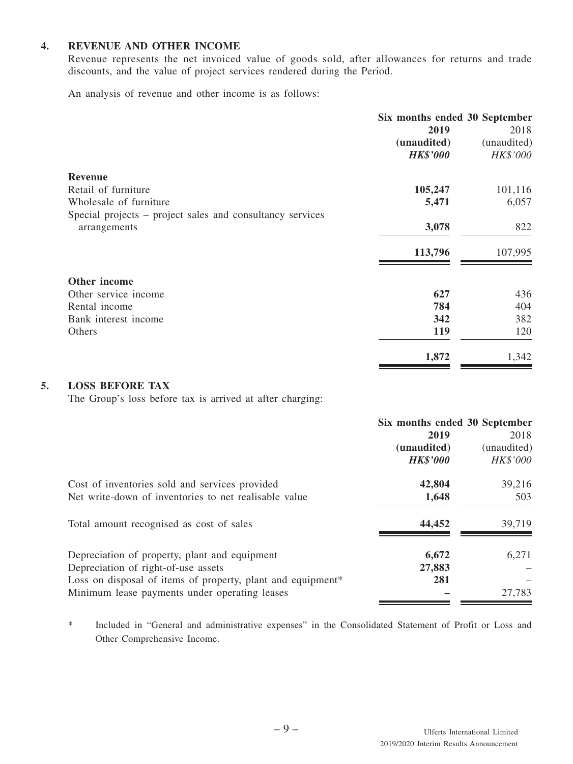## 4. REVENUE AND OTHER INCOME

Revenue represents the net invoiced value of goods sold, after allowances for returns and trade discounts, and the value of project services rendered during the Period.

An analysis of revenue and other income is as follows:

| | Six months ended 30 September | |
|---|---|---|
| | **2019** | 2018 |
| | **(unaudited)** | (unaudited) |
| | ***HK$'000*** | *HK$'000* |
| **Revenue** | | |
| Retail of furniture | **105,247** | 101,116 |
| Wholesale of furniture | **5,471** | 6,057 |
| Special projects – project sales and consultancy services arrangements | **3,078** | 822 |
| | **113,796** | 107,995 |
| **Other income** | | |
| Other service income | **627** | 436 |
| Rental income | **784** | 404 |
| Bank interest income | **342** | 382 |
| Others | **119** | 120 |
| | **1,872** | 1,342 |

## 5. LOSS BEFORE TAX

The Group's loss before tax is arrived at after charging:

| | Six months ended 30 September | |
|---|---|---|
| | **2019** | 2018 |
| | **(unaudited)** | (unaudited) |
| | ***HK$'000*** | *HK$'000* |
| Cost of inventories sold and services provided | **42,804** | 39,216 |
| Net write-down of inventories to net realisable value | **1,648** | 503 |
| Total amount recognised as cost of sales | **44,452** | 39,719 |
| Depreciation of property, plant and equipment | **6,672** | 6,271 |
| Depreciation of right-of-use assets | **27,883** | – |
| Loss on disposal of items of property, plant and equipment* | **281** | – |
| Minimum lease payments under operating leases | **–** | 27,783 |

\* Included in "General and administrative expenses" in the Consolidated Statement of Profit or Loss and Other Comprehensive Income.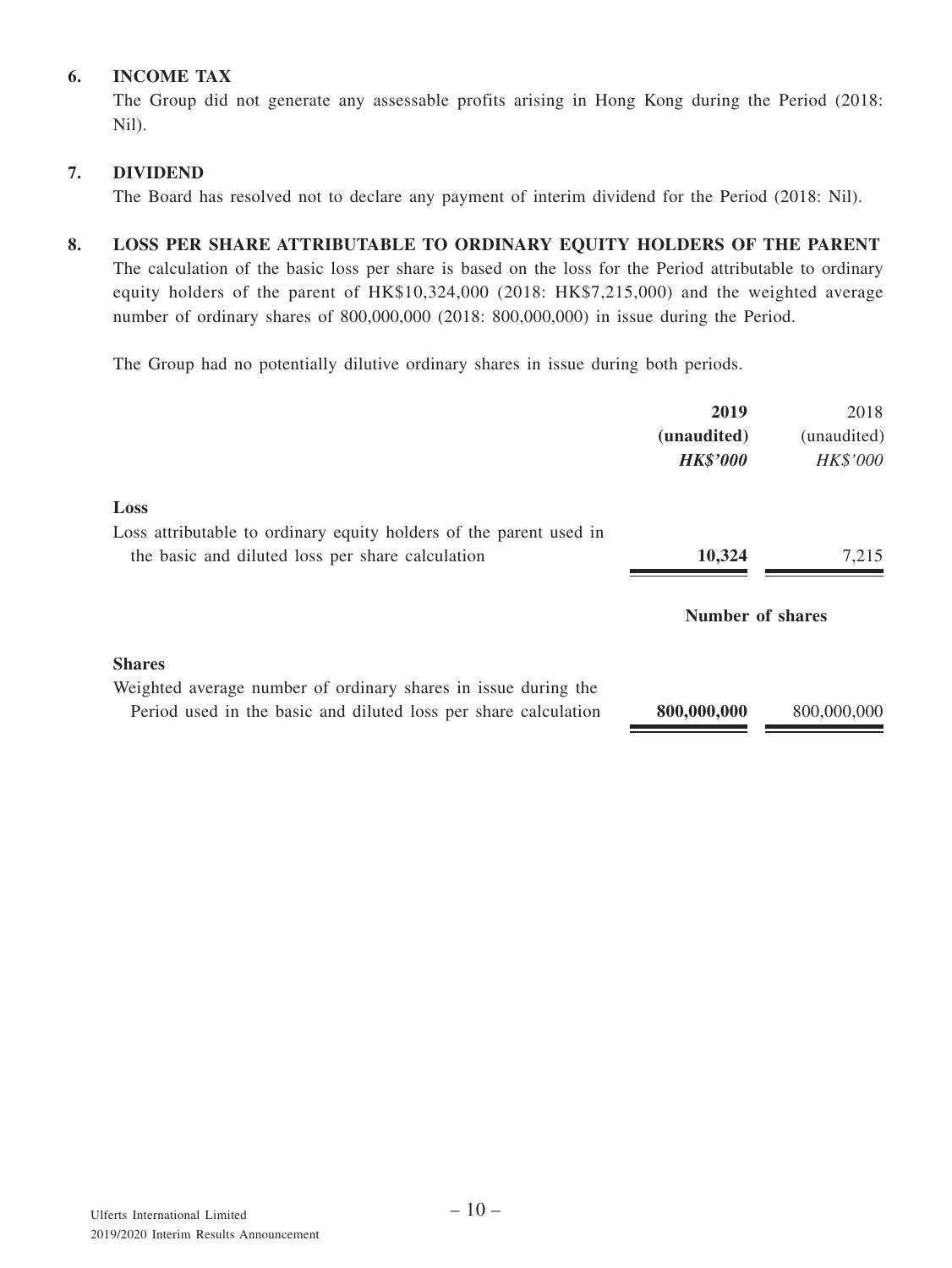## 6. INCOME TAX

The Group did not generate any assessable profits arising in Hong Kong during the Period (2018: Nil).

## 7. DIVIDEND

The Board has resolved not to declare any payment of interim dividend for the Period (2018: Nil).

## 8. LOSS PER SHARE ATTRIBUTABLE TO ORDINARY EQUITY HOLDERS OF THE PARENT

The calculation of the basic loss per share is based on the loss for the Period attributable to ordinary equity holders of the parent of HK$10,324,000 (2018: HK$7,215,000) and the weighted average number of ordinary shares of 800,000,000 (2018: 800,000,000) in issue during the Period.

The Group had no potentially dilutive ordinary shares in issue during both periods.

| | **2019** | 2018 |
|---|---|---|
| | **(unaudited)** | (unaudited) |
| | ***HK$'000*** | *HK$'000* |
| **Loss** | | |
| Loss attributable to ordinary equity holders of the parent used in the basic and diluted loss per share calculation | **10,324** | 7,215 |
| | **Number of shares** | |
| **Shares** | | |
| Weighted average number of ordinary shares in issue during the Period used in the basic and diluted loss per share calculation | **800,000,000** | 800,000,000 |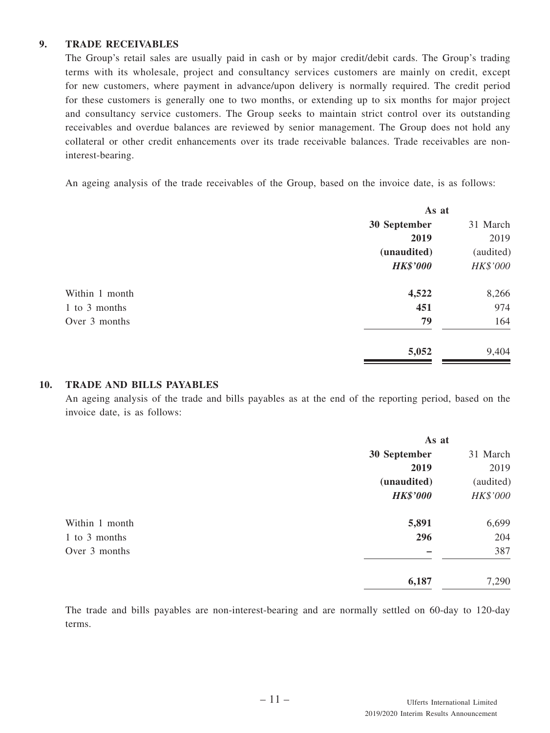## 9. TRADE RECEIVABLES

The Group's retail sales are usually paid in cash or by major credit/debit cards. The Group's trading terms with its wholesale, project and consultancy services customers are mainly on credit, except for new customers, where payment in advance/upon delivery is normally required. The credit period for these customers is generally one to two months, or extending up to six months for major project and consultancy service customers. The Group seeks to maintain strict control over its outstanding receivables and overdue balances are reviewed by senior management. The Group does not hold any collateral or other credit enhancements over its trade receivable balances. Trade receivables are non-interest-bearing.

An ageing analysis of the trade receivables of the Group, based on the invoice date, is as follows:

| | As at | |
|---|---|---|
| | **30 September 2019** | 31 March 2019 |
| | **(unaudited)** | (audited) |
| | ***HK$'000*** | *HK$'000* |
| Within 1 month | **4,522** | 8,266 |
| 1 to 3 months | **451** | 974 |
| Over 3 months | **79** | 164 |
| | **5,052** | 9,404 |

## 10. TRADE AND BILLS PAYABLES

An ageing analysis of the trade and bills payables as at the end of the reporting period, based on the invoice date, is as follows:

| | As at | |
|---|---|---|
| | **30 September 2019** | 31 March 2019 |
| | **(unaudited)** | (audited) |
| | ***HK$'000*** | *HK$'000* |
| Within 1 month | **5,891** | 6,699 |
| 1 to 3 months | **296** | 204 |
| Over 3 months | **–** | 387 |
| | **6,187** | 7,290 |

The trade and bills payables are non-interest-bearing and are normally settled on 60-day to 120-day terms.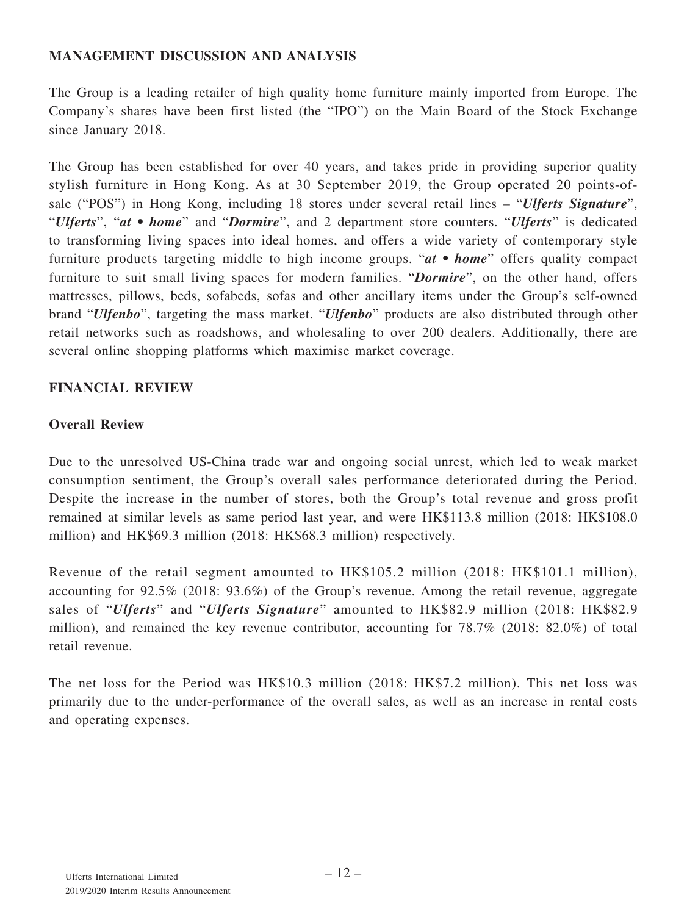## MANAGEMENT DISCUSSION AND ANALYSIS

The Group is a leading retailer of high quality home furniture mainly imported from Europe. The Company's shares have been first listed (the "IPO") on the Main Board of the Stock Exchange since January 2018.

The Group has been established for over 40 years, and takes pride in providing superior quality stylish furniture in Hong Kong. As at 30 September 2019, the Group operated 20 points-of-sale ("POS") in Hong Kong, including 18 stores under several retail lines – "***Ulferts Signature***", "***Ulferts***", "***at • home***" and "***Dormire***", and 2 department store counters. "***Ulferts***" is dedicated to transforming living spaces into ideal homes, and offers a wide variety of contemporary style furniture products targeting middle to high income groups. "***at • home***" offers quality compact furniture to suit small living spaces for modern families. "***Dormire***", on the other hand, offers mattresses, pillows, beds, sofabeds, sofas and other ancillary items under the Group's self-owned brand "***Ulfenbo***", targeting the mass market. "***Ulfenbo***" products are also distributed through other retail networks such as roadshows, and wholesaling to over 200 dealers. Additionally, there are several online shopping platforms which maximise market coverage.

## FINANCIAL REVIEW

### Overall Review

Due to the unresolved US-China trade war and ongoing social unrest, which led to weak market consumption sentiment, the Group's overall sales performance deteriorated during the Period. Despite the increase in the number of stores, both the Group's total revenue and gross profit remained at similar levels as same period last year, and were HK$113.8 million (2018: HK$108.0 million) and HK$69.3 million (2018: HK$68.3 million) respectively.

Revenue of the retail segment amounted to HK$105.2 million (2018: HK$101.1 million), accounting for 92.5% (2018: 93.6%) of the Group's revenue. Among the retail revenue, aggregate sales of "***Ulferts***" and "***Ulferts Signature***" amounted to HK$82.9 million (2018: HK$82.9 million), and remained the key revenue contributor, accounting for 78.7% (2018: 82.0%) of total retail revenue.

The net loss for the Period was HK$10.3 million (2018: HK$7.2 million). This net loss was primarily due to the under-performance of the overall sales, as well as an increase in rental costs and operating expenses.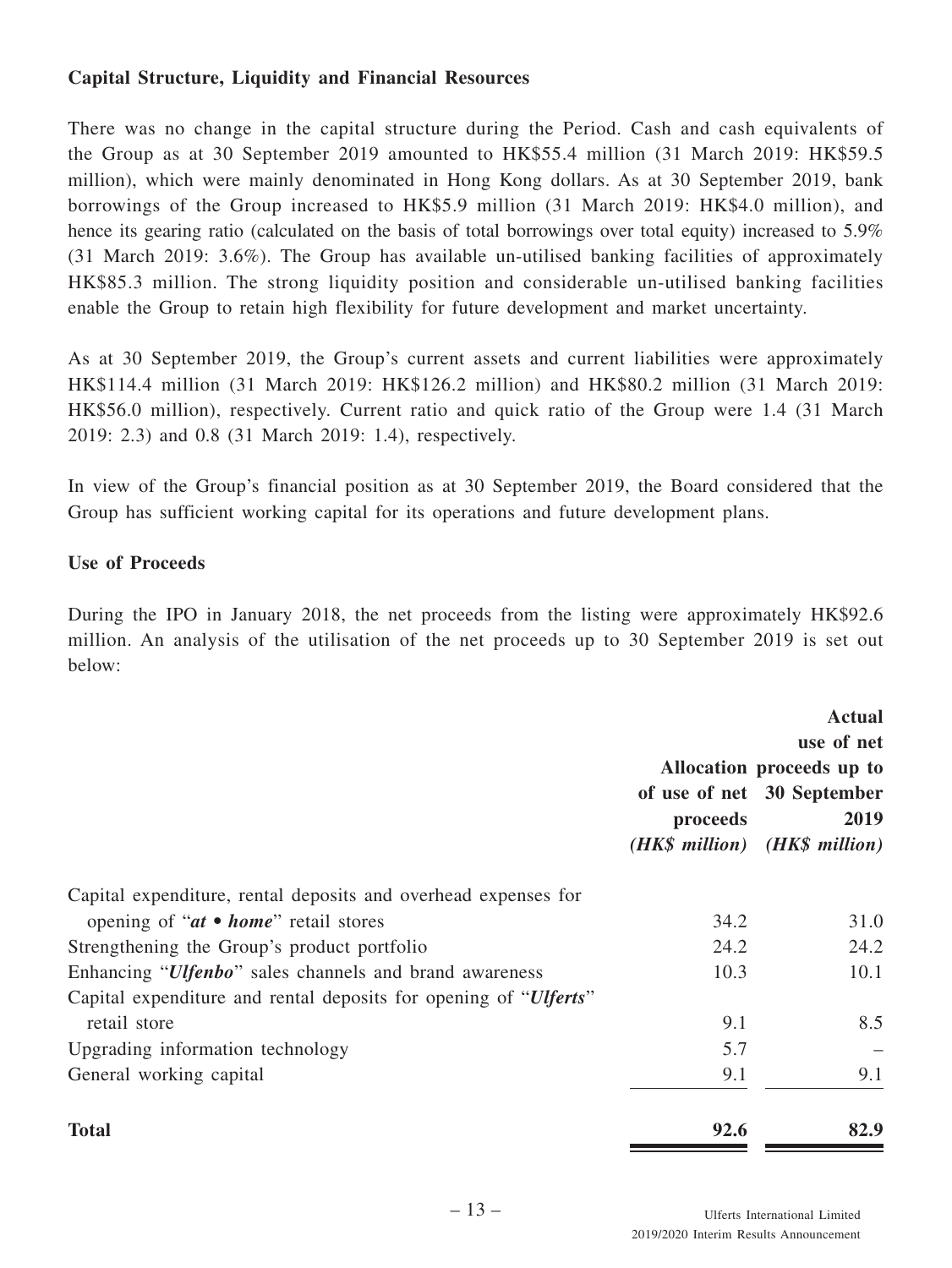**Capital Structure, Liquidity and Financial Resources**

There was no change in the capital structure during the Period. Cash and cash equivalents of the Group as at 30 September 2019 amounted to HK$55.4 million (31 March 2019: HK$59.5 million), which were mainly denominated in Hong Kong dollars. As at 30 September 2019, bank borrowings of the Group increased to HK$5.9 million (31 March 2019: HK$4.0 million), and hence its gearing ratio (calculated on the basis of total borrowings over total equity) increased to 5.9% (31 March 2019: 3.6%). The Group has available un-utilised banking facilities of approximately HK$85.3 million. The strong liquidity position and considerable un-utilised banking facilities enable the Group to retain high flexibility for future development and market uncertainty.

As at 30 September 2019, the Group's current assets and current liabilities were approximately HK$114.4 million (31 March 2019: HK$126.2 million) and HK$80.2 million (31 March 2019: HK$56.0 million), respectively. Current ratio and quick ratio of the Group were 1.4 (31 March 2019: 2.3) and 0.8 (31 March 2019: 1.4), respectively.

In view of the Group's financial position as at 30 September 2019, the Board considered that the Group has sufficient working capital for its operations and future development plans.

**Use of Proceeds**

During the IPO in January 2018, the net proceeds from the listing were approximately HK$92.6 million. An analysis of the utilisation of the net proceeds up to 30 September 2019 is set out below:

| | Allocation of use of net proceeds *(HK$ million)* | Actual use of net proceeds up to 30 September 2019 *(HK$ million)* |
|---|---|---|
| Capital expenditure, rental deposits and overhead expenses for opening of "***at • home***" retail stores | 34.2 | 31.0 |
| Strengthening the Group's product portfolio | 24.2 | 24.2 |
| Enhancing "***Ulfenbo***" sales channels and brand awareness | 10.3 | 10.1 |
| Capital expenditure and rental deposits for opening of "***Ulferts***" retail store | 9.1 | 8.5 |
| Upgrading information technology | 5.7 | – |
| General working capital | 9.1 | 9.1 |
| **Total** | **92.6** | **82.9** |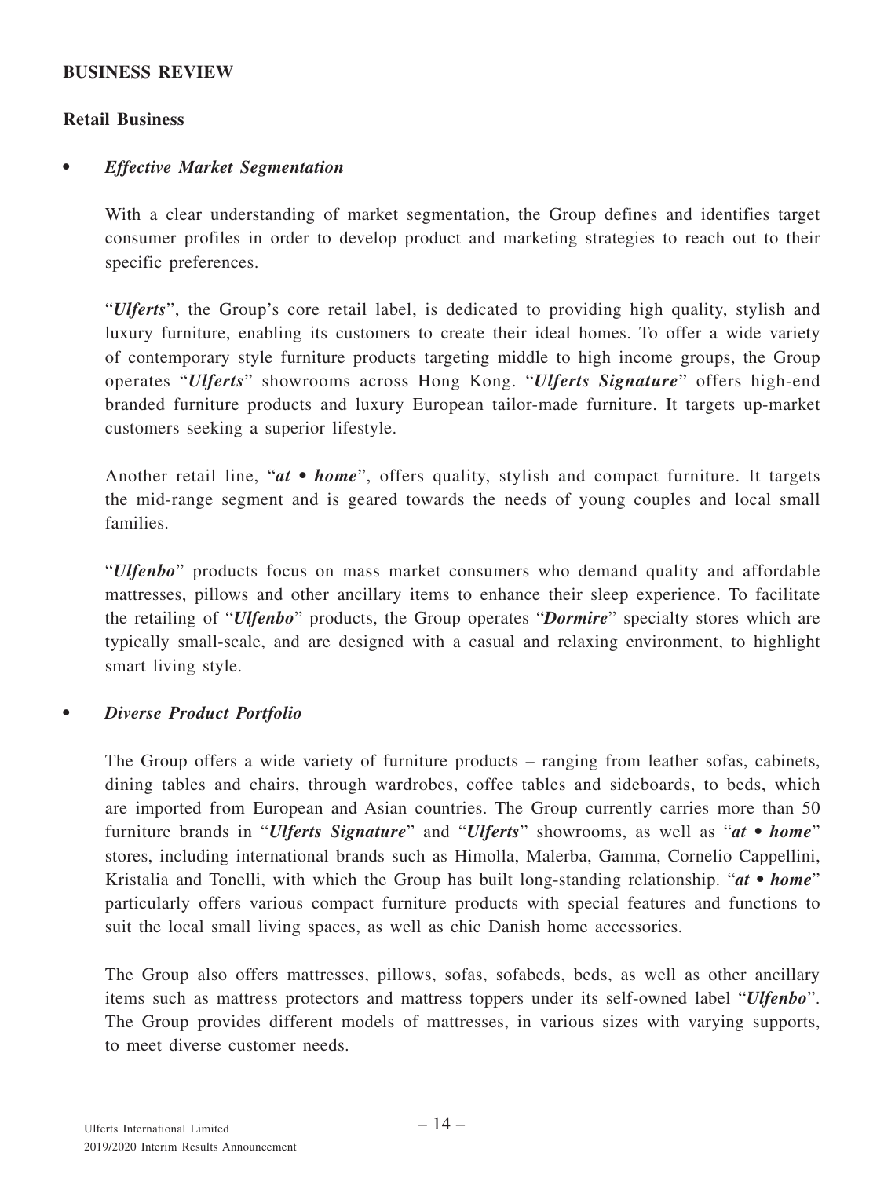## BUSINESS REVIEW

### Retail Business

- ***Effective Market Segmentation***

  With a clear understanding of market segmentation, the Group defines and identifies target consumer profiles in order to develop product and marketing strategies to reach out to their specific preferences.

  "***Ulferts***", the Group's core retail label, is dedicated to providing high quality, stylish and luxury furniture, enabling its customers to create their ideal homes. To offer a wide variety of contemporary style furniture products targeting middle to high income groups, the Group operates "***Ulferts***" showrooms across Hong Kong. "***Ulferts Signature***" offers high-end branded furniture products and luxury European tailor-made furniture. It targets up-market customers seeking a superior lifestyle.

  Another retail line, "***at • home***", offers quality, stylish and compact furniture. It targets the mid-range segment and is geared towards the needs of young couples and local small families.

  "***Ulfenbo***" products focus on mass market consumers who demand quality and affordable mattresses, pillows and other ancillary items to enhance their sleep experience. To facilitate the retailing of "***Ulfenbo***" products, the Group operates "***Dormire***" specialty stores which are typically small-scale, and are designed with a casual and relaxing environment, to highlight smart living style.

- ***Diverse Product Portfolio***

  The Group offers a wide variety of furniture products – ranging from leather sofas, cabinets, dining tables and chairs, through wardrobes, coffee tables and sideboards, to beds, which are imported from European and Asian countries. The Group currently carries more than 50 furniture brands in "***Ulferts Signature***" and "***Ulferts***" showrooms, as well as "***at • home***" stores, including international brands such as Himolla, Malerba, Gamma, Cornelio Cappellini, Kristalia and Tonelli, with which the Group has built long-standing relationship. "***at • home***" particularly offers various compact furniture products with special features and functions to suit the local small living spaces, as well as chic Danish home accessories.

  The Group also offers mattresses, pillows, sofas, sofabeds, beds, as well as other ancillary items such as mattress protectors and mattress toppers under its self-owned label "***Ulfenbo***". The Group provides different models of mattresses, in various sizes with varying supports, to meet diverse customer needs.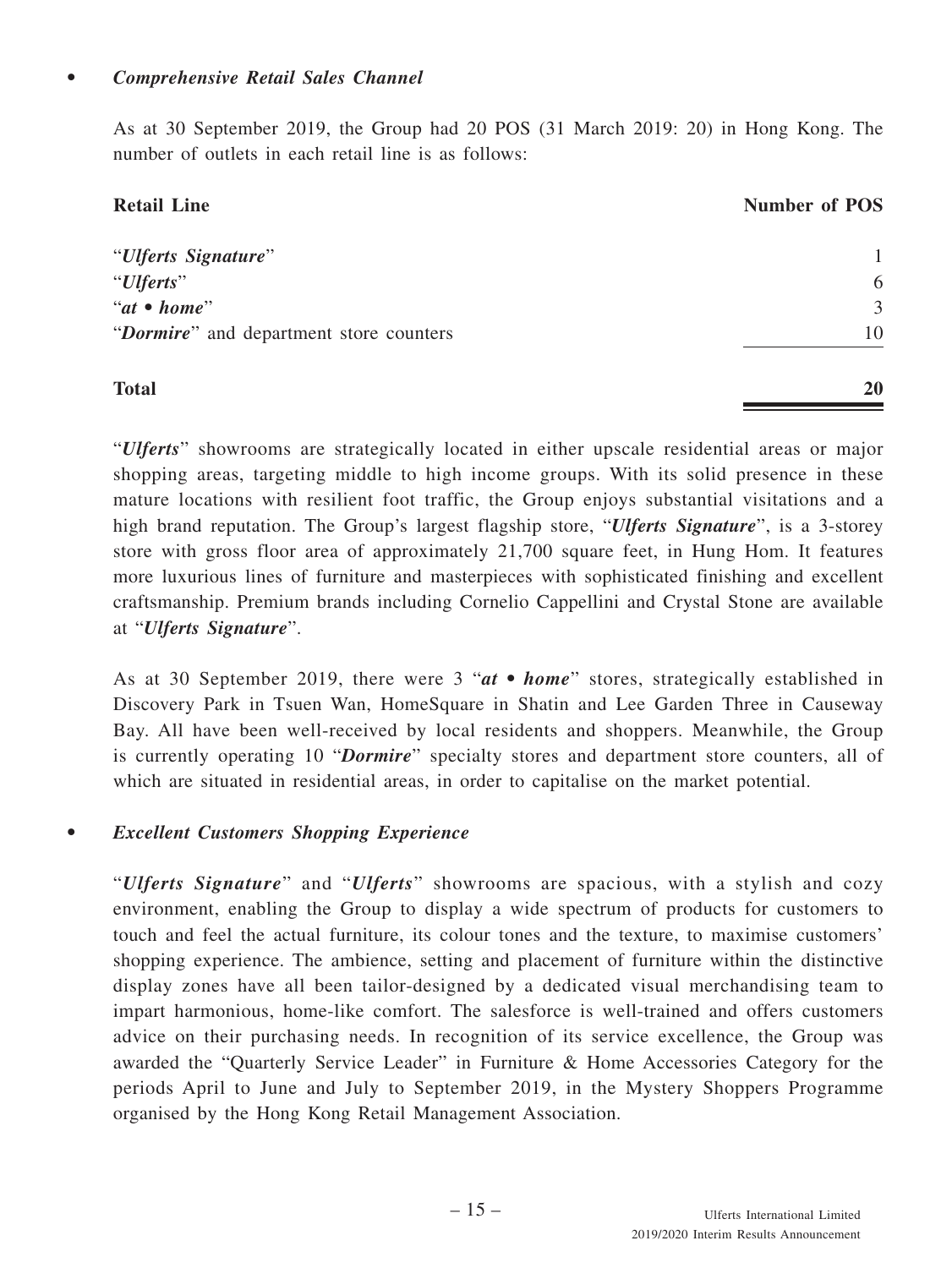- ***Comprehensive Retail Sales Channel***

  As at 30 September 2019, the Group had 20 POS (31 March 2019: 20) in Hong Kong. The number of outlets in each retail line is as follows:

| Retail Line | Number of POS |
|---|---|
| "*Ulferts Signature*" | 1 |
| "*Ulferts*" | 6 |
| "*at • home*" | 3 |
| "*Dormire*" and department store counters | 10 |
| **Total** | **20** |

  "*Ulferts*" showrooms are strategically located in either upscale residential areas or major shopping areas, targeting middle to high income groups. With its solid presence in these mature locations with resilient foot traffic, the Group enjoys substantial visitations and a high brand reputation. The Group's largest flagship store, "*Ulferts Signature*", is a 3-storey store with gross floor area of approximately 21,700 square feet, in Hung Hom. It features more luxurious lines of furniture and masterpieces with sophisticated finishing and excellent craftsmanship. Premium brands including Cornelio Cappellini and Crystal Stone are available at "*Ulferts Signature*".

  As at 30 September 2019, there were 3 "*at • home*" stores, strategically established in Discovery Park in Tsuen Wan, HomeSquare in Shatin and Lee Garden Three in Causeway Bay. All have been well-received by local residents and shoppers. Meanwhile, the Group is currently operating 10 "*Dormire*" specialty stores and department store counters, all of which are situated in residential areas, in order to capitalise on the market potential.

- ***Excellent Customers Shopping Experience***

  "*Ulferts Signature*" and "*Ulferts*" showrooms are spacious, with a stylish and cozy environment, enabling the Group to display a wide spectrum of products for customers to touch and feel the actual furniture, its colour tones and the texture, to maximise customers' shopping experience. The ambience, setting and placement of furniture within the distinctive display zones have all been tailor-designed by a dedicated visual merchandising team to impart harmonious, home-like comfort. The salesforce is well-trained and offers customers advice on their purchasing needs. In recognition of its service excellence, the Group was awarded the "Quarterly Service Leader" in Furniture & Home Accessories Category for the periods April to June and July to September 2019, in the Mystery Shoppers Programme organised by the Hong Kong Retail Management Association.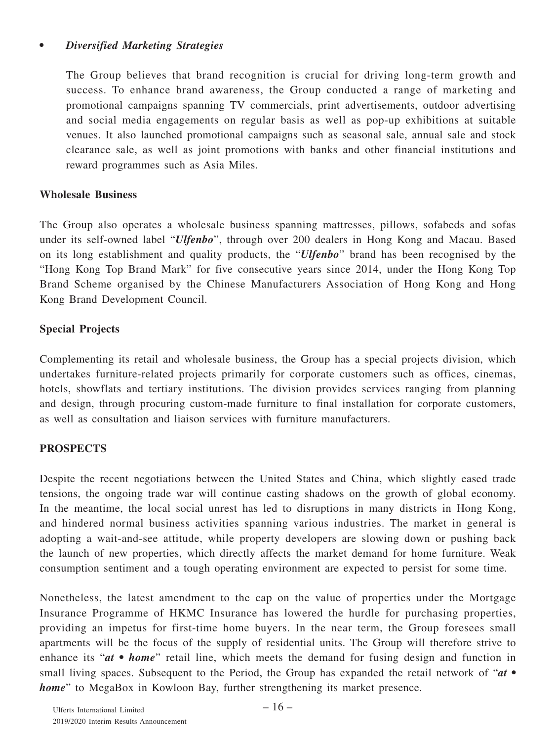- ***Diversified Marketing Strategies***

  The Group believes that brand recognition is crucial for driving long-term growth and success. To enhance brand awareness, the Group conducted a range of marketing and promotional campaigns spanning TV commercials, print advertisements, outdoor advertising and social media engagements on regular basis as well as pop-up exhibitions at suitable venues. It also launched promotional campaigns such as seasonal sale, annual sale and stock clearance sale, as well as joint promotions with banks and other financial institutions and reward programmes such as Asia Miles.

**Wholesale Business**

The Group also operates a wholesale business spanning mattresses, pillows, sofabeds and sofas under its self-owned label "***Ulfenbo***", through over 200 dealers in Hong Kong and Macau. Based on its long establishment and quality products, the "***Ulfenbo***" brand has been recognised by the "Hong Kong Top Brand Mark" for five consecutive years since 2014, under the Hong Kong Top Brand Scheme organised by the Chinese Manufacturers Association of Hong Kong and Hong Kong Brand Development Council.

**Special Projects**

Complementing its retail and wholesale business, the Group has a special projects division, which undertakes furniture-related projects primarily for corporate customers such as offices, cinemas, hotels, showflats and tertiary institutions. The division provides services ranging from planning and design, through procuring custom-made furniture to final installation for corporate customers, as well as consultation and liaison services with furniture manufacturers.

## PROSPECTS

Despite the recent negotiations between the United States and China, which slightly eased trade tensions, the ongoing trade war will continue casting shadows on the growth of global economy. In the meantime, the local social unrest has led to disruptions in many districts in Hong Kong, and hindered normal business activities spanning various industries. The market in general is adopting a wait-and-see attitude, while property developers are slowing down or pushing back the launch of new properties, which directly affects the market demand for home furniture. Weak consumption sentiment and a tough operating environment are expected to persist for some time.

Nonetheless, the latest amendment to the cap on the value of properties under the Mortgage Insurance Programme of HKMC Insurance has lowered the hurdle for purchasing properties, providing an impetus for first-time home buyers. In the near term, the Group foresees small apartments will be the focus of the supply of residential units. The Group will therefore strive to enhance its "***at • home***" retail line, which meets the demand for fusing design and function in small living spaces. Subsequent to the Period, the Group has expanded the retail network of "***at • home***" to MegaBox in Kowloon Bay, further strengthening its market presence.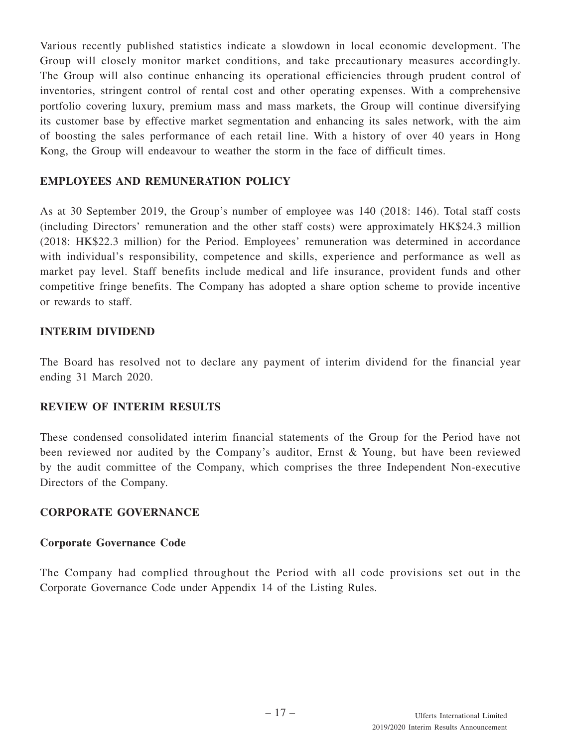Various recently published statistics indicate a slowdown in local economic development. The Group will closely monitor market conditions, and take precautionary measures accordingly. The Group will also continue enhancing its operational efficiencies through prudent control of inventories, stringent control of rental cost and other operating expenses. With a comprehensive portfolio covering luxury, premium mass and mass markets, the Group will continue diversifying its customer base by effective market segmentation and enhancing its sales network, with the aim of boosting the sales performance of each retail line. With a history of over 40 years in Hong Kong, the Group will endeavour to weather the storm in the face of difficult times.

## EMPLOYEES AND REMUNERATION POLICY

As at 30 September 2019, the Group's number of employee was 140 (2018: 146). Total staff costs (including Directors' remuneration and the other staff costs) were approximately HK$24.3 million (2018: HK$22.3 million) for the Period. Employees' remuneration was determined in accordance with individual's responsibility, competence and skills, experience and performance as well as market pay level. Staff benefits include medical and life insurance, provident funds and other competitive fringe benefits. The Company has adopted a share option scheme to provide incentive or rewards to staff.

## INTERIM DIVIDEND

The Board has resolved not to declare any payment of interim dividend for the financial year ending 31 March 2020.

## REVIEW OF INTERIM RESULTS

These condensed consolidated interim financial statements of the Group for the Period have not been reviewed nor audited by the Company's auditor, Ernst & Young, but have been reviewed by the audit committee of the Company, which comprises the three Independent Non-executive Directors of the Company.

## CORPORATE GOVERNANCE

### Corporate Governance Code

The Company had complied throughout the Period with all code provisions set out in the Corporate Governance Code under Appendix 14 of the Listing Rules.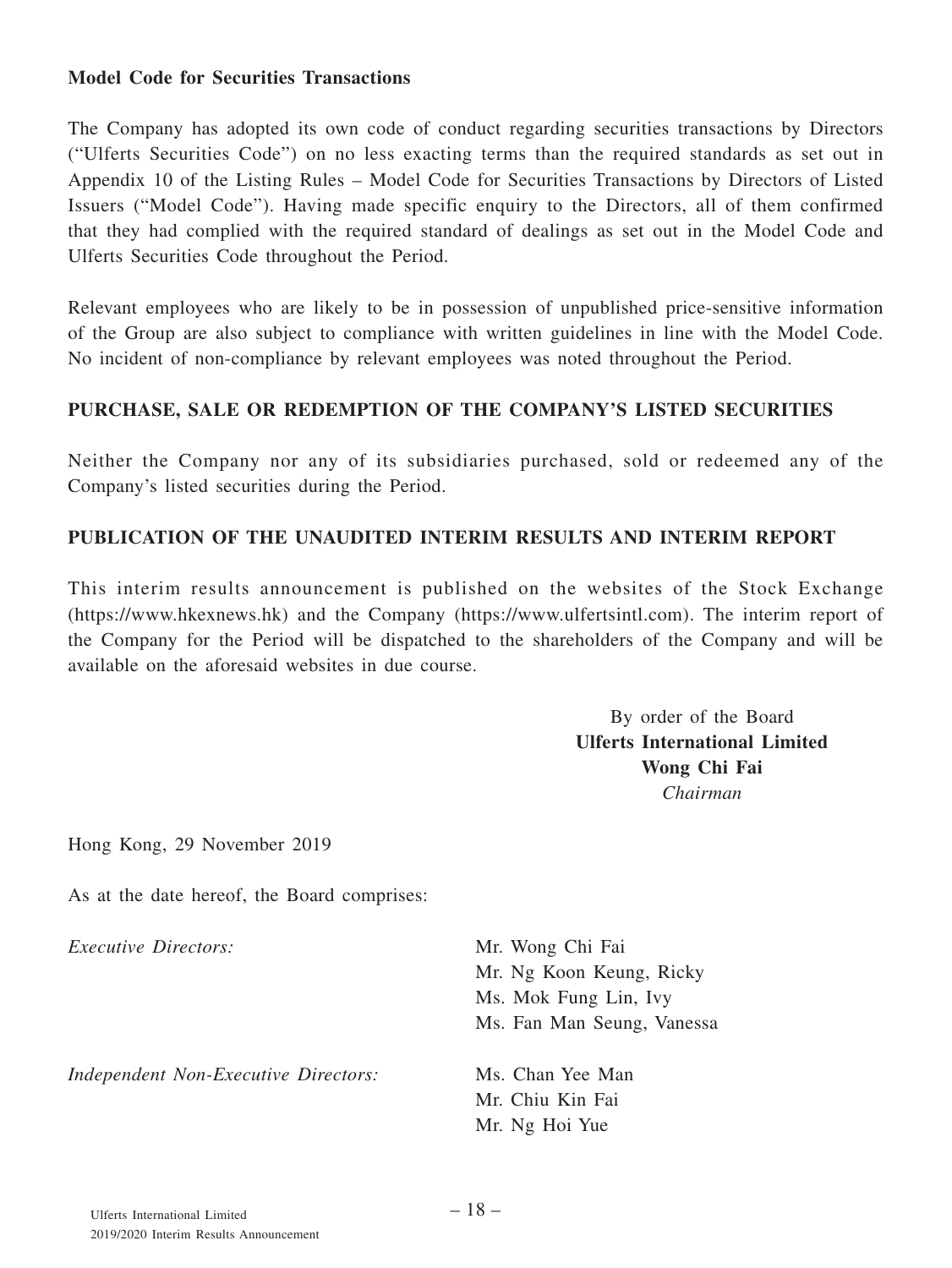**Model Code for Securities Transactions**

The Company has adopted its own code of conduct regarding securities transactions by Directors ("Ulferts Securities Code") on no less exacting terms than the required standards as set out in Appendix 10 of the Listing Rules – Model Code for Securities Transactions by Directors of Listed Issuers ("Model Code"). Having made specific enquiry to the Directors, all of them confirmed that they had complied with the required standard of dealings as set out in the Model Code and Ulferts Securities Code throughout the Period.

Relevant employees who are likely to be in possession of unpublished price-sensitive information of the Group are also subject to compliance with written guidelines in line with the Model Code. No incident of non-compliance by relevant employees was noted throughout the Period.

## PURCHASE, SALE OR REDEMPTION OF THE COMPANY'S LISTED SECURITIES

Neither the Company nor any of its subsidiaries purchased, sold or redeemed any of the Company's listed securities during the Period.

## PUBLICATION OF THE UNAUDITED INTERIM RESULTS AND INTERIM REPORT

This interim results announcement is published on the websites of the Stock Exchange (https://www.hkexnews.hk) and the Company (https://www.ulfertsintl.com). The interim report of the Company for the Period will be dispatched to the shareholders of the Company and will be available on the aforesaid websites in due course.

By order of the Board
**Ulferts International Limited**
**Wong Chi Fai**
*Chairman*

Hong Kong, 29 November 2019

As at the date hereof, the Board comprises:

| | |
|---|---|
| *Executive Directors:* | Mr. Wong Chi Fai<br>Mr. Ng Koon Keung, Ricky<br>Ms. Mok Fung Lin, Ivy<br>Ms. Fan Man Seung, Vanessa |
| *Independent Non-Executive Directors:* | Ms. Chan Yee Man<br>Mr. Chiu Kin Fai<br>Mr. Ng Hoi Yue |